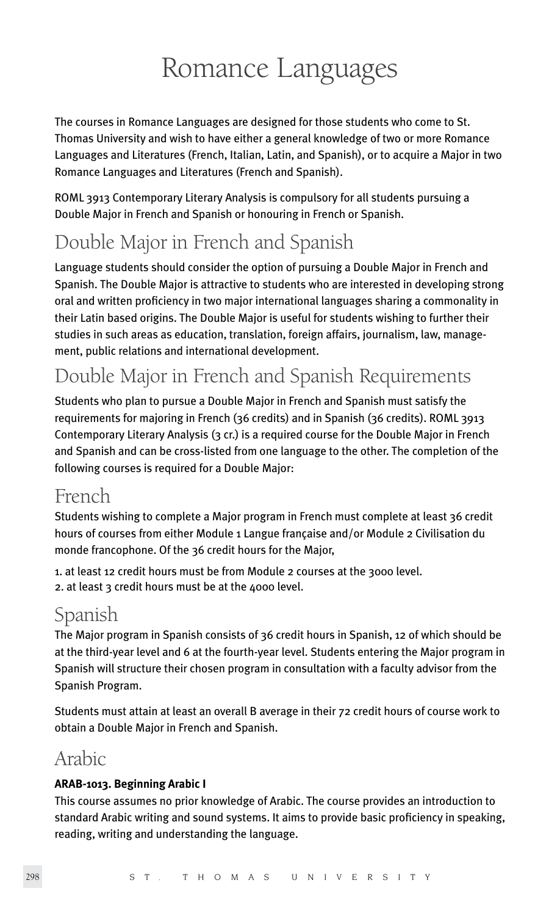# Romance Languages

The courses in Romance Languages are designed for those students who come to St. Thomas University and wish to have either a general knowledge of two or more Romance Languages and Literatures (French, Italian, Latin, and Spanish), or to acquire a Major in two Romance Languages and Literatures (French and Spanish).

ROML 3913 Contemporary Literary Analysis is compulsory for all students pursuing a Double Major in French and Spanish or honouring in French or Spanish.

## Double Major in French and Spanish

Language students should consider the option of pursuing a Double Major in French and Spanish. The Double Major is attractive to students who are interested in developing strong oral and written proficiency in two major international languages sharing a commonality in their Latin based origins. The Double Major is useful for students wishing to further their studies in such areas as education, translation, foreign affairs, journalism, law, management, public relations and international development.

## Double Major in French and Spanish Requirements

Students who plan to pursue a Double Major in French and Spanish must satisfy the requirements for majoring in French (36 credits) and in Spanish (36 credits). ROML 3913 Contemporary Literary Analysis (3 cr.) is a required course for the Double Major in French and Spanish and can be cross-listed from one language to the other. The completion of the following courses is required for a Double Major:

## French

Students wishing to complete a Major program in French must complete at least 36 credit hours of courses from either Module 1 Langue française and/or Module 2 Civilisation du monde francophone. Of the 36 credit hours for the Major,

1. at least 12 credit hours must be from Module 2 courses at the 3000 level.
2. at least 3 credit hours must be at the 4000 level.

## Spanish

The Major program in Spanish consists of 36 credit hours in Spanish, 12 of which should be at the third-year level and 6 at the fourth-year level. Students entering the Major program in Spanish will structure their chosen program in consultation with a faculty advisor from the Spanish Program.

Students must attain at least an overall B average in their 72 credit hours of course work to obtain a Double Major in French and Spanish.

## Arabic

**ARAB-1013. Beginning Arabic I**

This course assumes no prior knowledge of Arabic. The course provides an introduction to standard Arabic writing and sound systems. It aims to provide basic proficiency in speaking, reading, writing and understanding the language.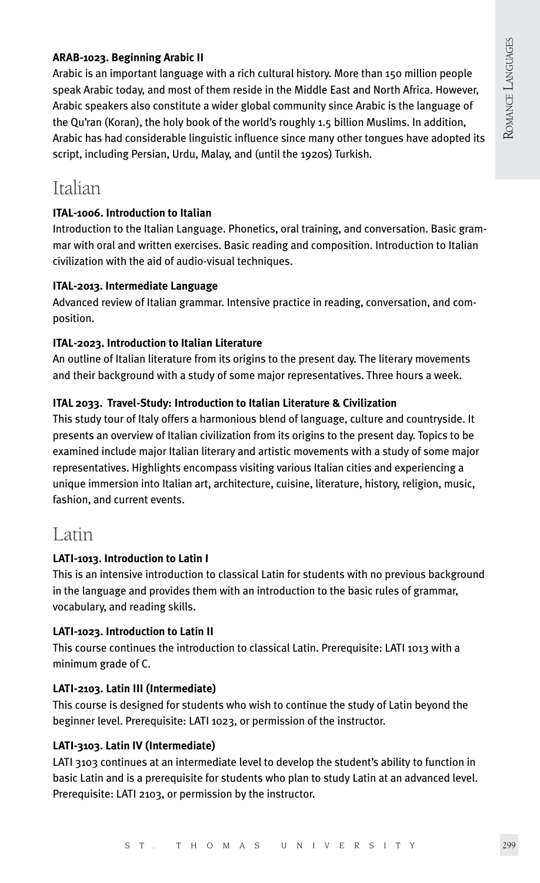#### ARAB-1023. Beginning Arabic II

Arabic is an important language with a rich cultural history. More than 150 million people speak Arabic today, and most of them reside in the Middle East and North Africa. However, Arabic speakers also constitute a wider global community since Arabic is the language of the Qu'ran (Koran), the holy book of the world's roughly 1.5 billion Muslims. In addition, Arabic has had considerable linguistic influence since many other tongues have adopted its script, including Persian, Urdu, Malay, and (until the 1920s) Turkish.

## Italian

#### ITAL-1006. Introduction to Italian

Introduction to the Italian Language. Phonetics, oral training, and conversation. Basic grammar with oral and written exercises. Basic reading and composition. Introduction to Italian civilization with the aid of audio-visual techniques.

#### ITAL-2013. Intermediate Language

Advanced review of Italian grammar. Intensive practice in reading, conversation, and composition.

#### ITAL-2023. Introduction to Italian Literature

An outline of Italian literature from its origins to the present day. The literary movements and their background with a study of some major representatives. Three hours a week.

#### ITAL 2033. Travel-Study: Introduction to Italian Literature & Civilization

This study tour of Italy offers a harmonious blend of language, culture and countryside. It presents an overview of Italian civilization from its origins to the present day. Topics to be examined include major Italian literary and artistic movements with a study of some major representatives. Highlights encompass visiting various Italian cities and experiencing a unique immersion into Italian art, architecture, cuisine, literature, history, religion, music, fashion, and current events.

## Latin

#### LATI-1013. Introduction to Latin I

This is an intensive introduction to classical Latin for students with no previous background in the language and provides them with an introduction to the basic rules of grammar, vocabulary, and reading skills.

#### LATI-1023. Introduction to Latin II

This course continues the introduction to classical Latin. Prerequisite: LATI 1013 with a minimum grade of C.

#### LATI-2103. Latin III (Intermediate)

This course is designed for students who wish to continue the study of Latin beyond the beginner level. Prerequisite: LATI 1023, or permission of the instructor.

#### LATI-3103. Latin IV (Intermediate)

LATI 3103 continues at an intermediate level to develop the student's ability to function in basic Latin and is a prerequisite for students who plan to study Latin at an advanced level. Prerequisite: LATI 2103, or permission by the instructor.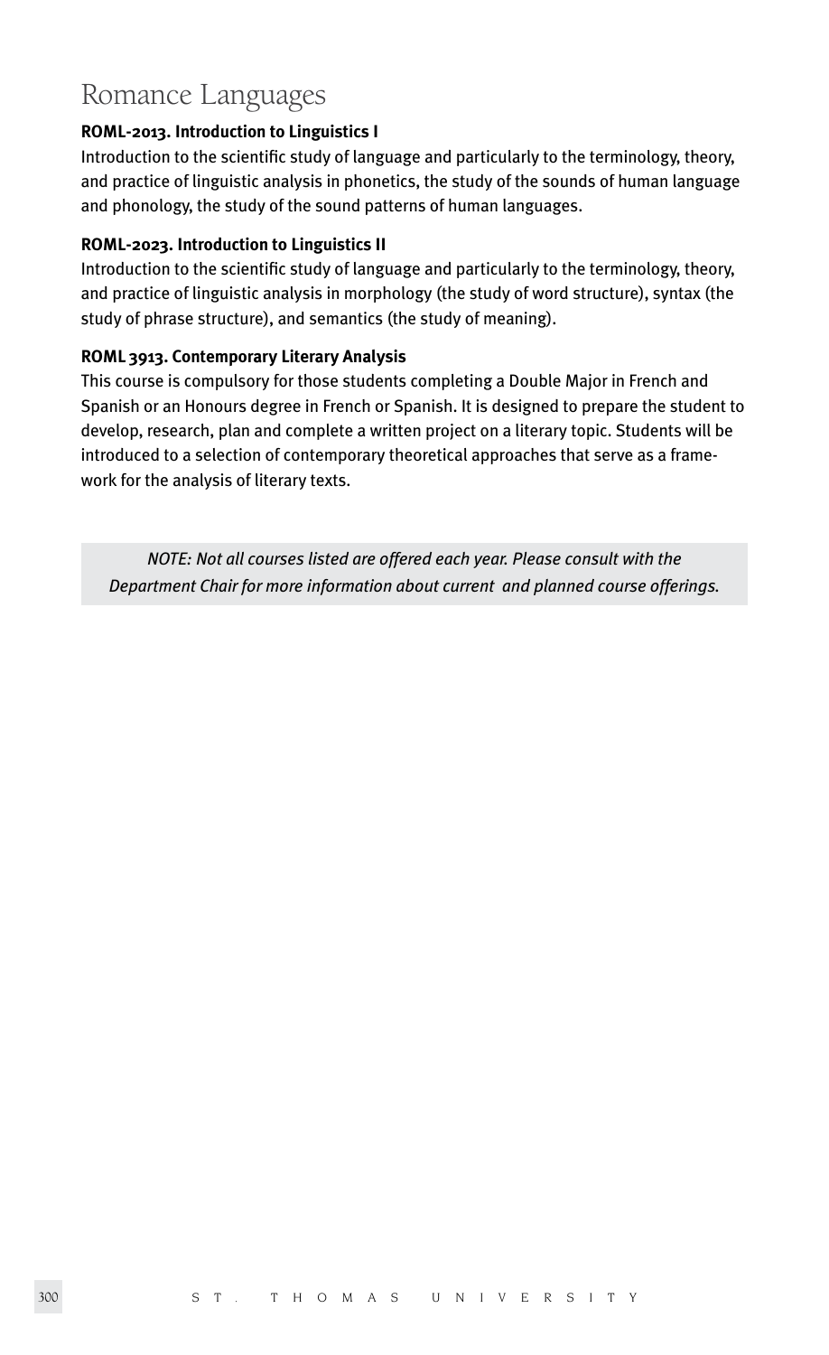# Romance Languages

**ROML-2013. Introduction to Linguistics I**

Introduction to the scientific study of language and particularly to the terminology, theory, and practice of linguistic analysis in phonetics, the study of the sounds of human language and phonology, the study of the sound patterns of human languages.

**ROML-2023. Introduction to Linguistics II**

Introduction to the scientific study of language and particularly to the terminology, theory, and practice of linguistic analysis in morphology (the study of word structure), syntax (the study of phrase structure), and semantics (the study of meaning).

**ROML 3913. Contemporary Literary Analysis**

This course is compulsory for those students completing a Double Major in French and Spanish or an Honours degree in French or Spanish. It is designed to prepare the student to develop, research, plan and complete a written project on a literary topic. Students will be introduced to a selection of contemporary theoretical approaches that serve as a framework for the analysis of literary texts.

*NOTE: Not all courses listed are offered each year. Please consult with the Department Chair for more information about current and planned course offerings.*